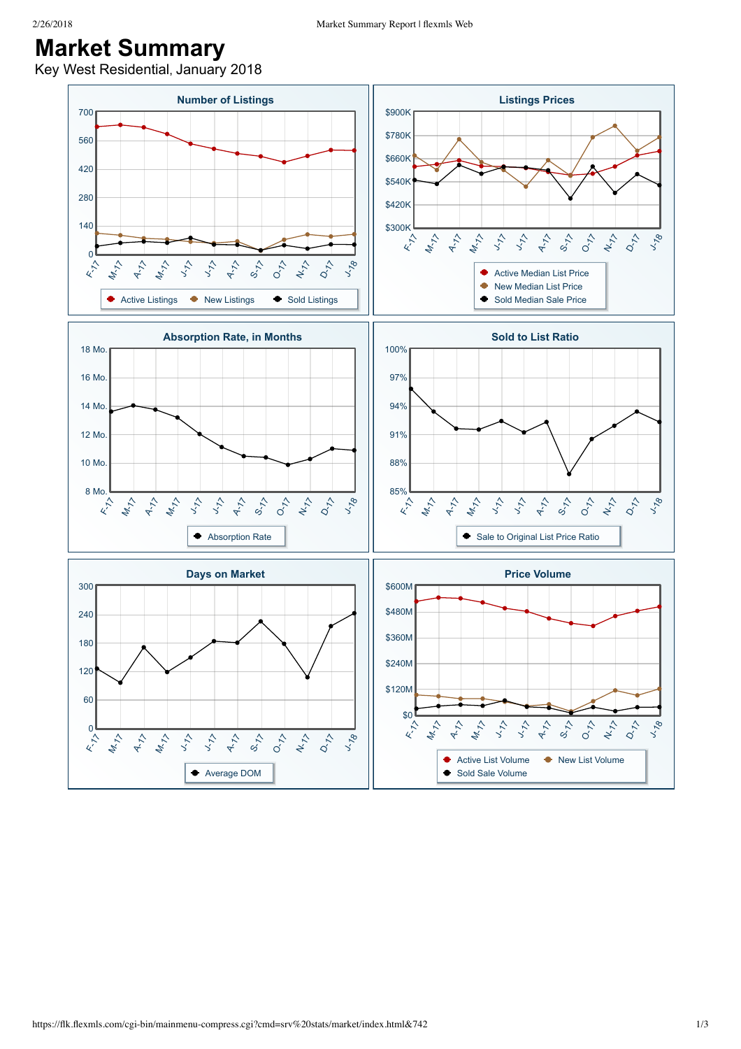# Market Summary

Key West Residential, January 2018

## Number of Listings

Legend: Active Listings, New Listings, Sold Listings

Y-axis: 0, 140, 280, 420, 560, 700

X-axis: F-17, M-17, A-17, M-17, J-17, J-17, A-17, S-17, O-17, N-17, D-17, J-18

## Listings Prices

Legend: Active Median List Price, New Median List Price, Sold Median Sale Price

Y-axis: $300K, $420K, $540K, $660K, $780K, $900K

X-axis: F-17, M-17, A-17, M-17, J-17, J-17, A-17, S-17, O-17, N-17, D-17, J-18

## Absorption Rate, in Months

Legend: Absorption Rate

Y-axis: 8 Mo., 10 Mo., 12 Mo., 14 Mo., 16 Mo., 18 Mo.

X-axis: F-17, M-17, A-17, M-17, J-17, J-17, A-17, S-17, O-17, N-17, D-17, J-18

## Sold to List Ratio

Legend: Sale to Original List Price Ratio

Y-axis: 85%, 88%, 91%, 94%, 97%, 100%

X-axis: F-17, M-17, A-17, M-17, J-17, J-17, A-17, S-17, O-17, N-17, D-17, J-18

## Days on Market

Legend: Average DOM

Y-axis: 0, 60, 120, 180, 240, 300

X-axis: F-17, M-17, A-17, M-17, J-17, J-17, A-17, S-17, O-17, N-17, D-17, J-18

## Price Volume

Legend: Active List Volume, New List Volume, Sold Sale Volume

Y-axis: $0, $120M, $240M, $360M, $480M, $600M

X-axis: F-17, M-17, A-17, M-17, J-17, J-17, A-17, S-17, O-17, N-17, D-17, J-18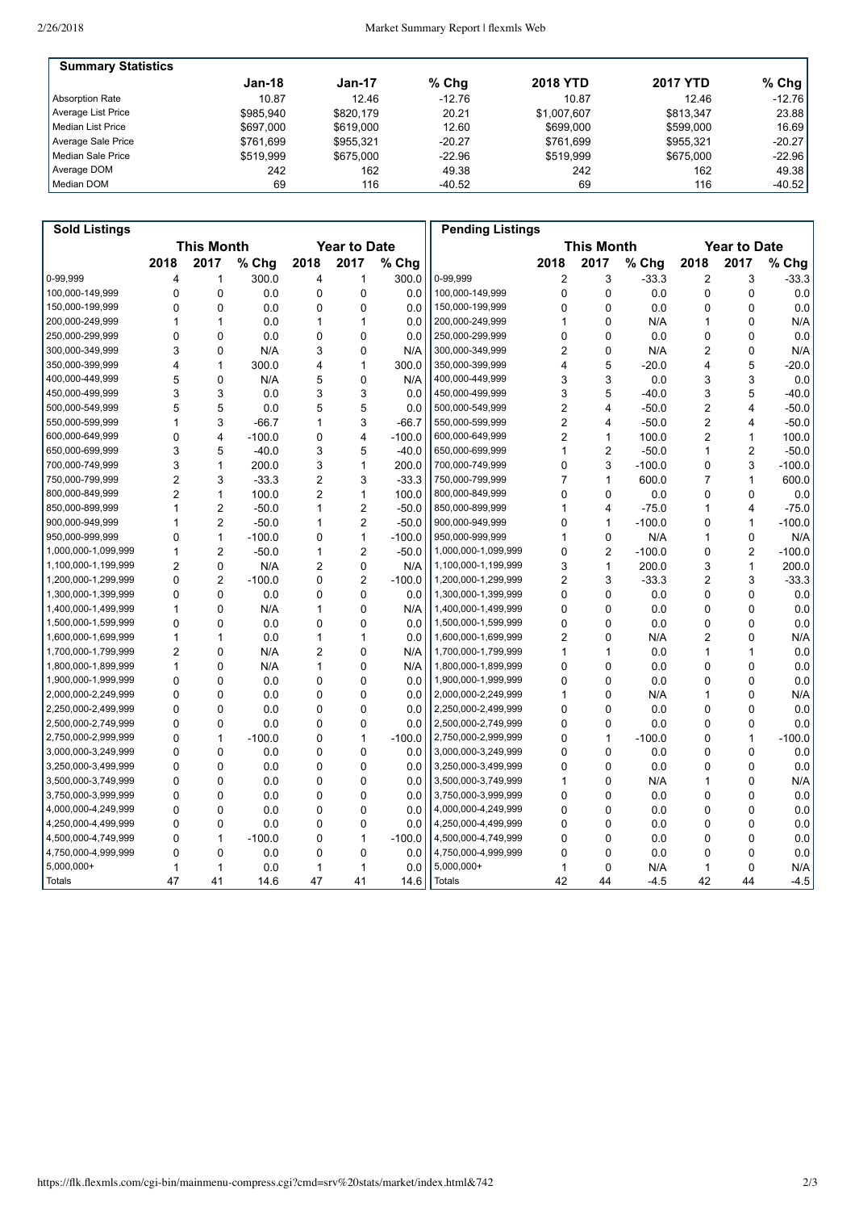## Summary Statistics

| | Jan-18 | Jan-17 | % Chg | 2018 YTD | 2017 YTD | % Chg |
|---|---|---|---|---|---|---|
| Absorption Rate | 10.87 | 12.46 | -12.76 | 10.87 | 12.46 | -12.76 |
| Average List Price | $985,940 | $820,179 | 20.21 | $1,007,607 | $813,347 | 23.88 |
| Median List Price | $697,000 | $619,000 | 12.60 | $699,000 | $599,000 | 16.69 |
| Average Sale Price | $761,699 | $955,321 | -20.27 | $761,699 | $955,321 | -20.27 |
| Median Sale Price | $519,999 | $675,000 | -22.96 | $519,999 | $675,000 | -22.96 |
| Average DOM | 242 | 162 | 49.38 | 242 | 162 | 49.38 |
| Median DOM | 69 | 116 | -40.52 | 69 | 116 | -40.52 |

## Sold Listings

| | This Month | | | Year to Date | | |
|---|---|---|---|---|---|---|
| | 2018 | 2017 | % Chg | 2018 | 2017 | % Chg |
| 0-99,999 | 4 | 1 | 300.0 | 4 | 1 | 300.0 |
| 100,000-149,999 | 0 | 0 | 0.0 | 0 | 0 | 0.0 |
| 150,000-199,999 | 0 | 0 | 0.0 | 0 | 0 | 0.0 |
| 200,000-249,999 | 1 | 1 | 0.0 | 1 | 1 | 0.0 |
| 250,000-299,999 | 0 | 0 | 0.0 | 0 | 0 | 0.0 |
| 300,000-349,999 | 3 | 0 | N/A | 3 | 0 | N/A |
| 350,000-399,999 | 4 | 1 | 300.0 | 4 | 1 | 300.0 |
| 400,000-449,999 | 5 | 0 | N/A | 5 | 0 | N/A |
| 450,000-499,999 | 3 | 3 | 0.0 | 3 | 3 | 0.0 |
| 500,000-549,999 | 5 | 5 | 0.0 | 5 | 5 | 0.0 |
| 550,000-599,999 | 1 | 3 | -66.7 | 1 | 3 | -66.7 |
| 600,000-649,999 | 0 | 4 | -100.0 | 0 | 4 | -100.0 |
| 650,000-699,999 | 3 | 5 | -40.0 | 3 | 5 | -40.0 |
| 700,000-749,999 | 3 | 1 | 200.0 | 3 | 1 | 200.0 |
| 750,000-799,999 | 2 | 3 | -33.3 | 2 | 3 | -33.3 |
| 800,000-849,999 | 2 | 1 | 100.0 | 2 | 1 | 100.0 |
| 850,000-899,999 | 1 | 2 | -50.0 | 1 | 2 | -50.0 |
| 900,000-949,999 | 1 | 2 | -50.0 | 1 | 2 | -50.0 |
| 950,000-999,999 | 0 | 1 | -100.0 | 0 | 1 | -100.0 |
| 1,000,000-1,099,999 | 1 | 2 | -50.0 | 1 | 2 | -50.0 |
| 1,100,000-1,199,999 | 2 | 0 | N/A | 2 | 0 | N/A |
| 1,200,000-1,299,999 | 0 | 2 | -100.0 | 0 | 2 | -100.0 |
| 1,300,000-1,399,999 | 0 | 0 | 0.0 | 0 | 0 | 0.0 |
| 1,400,000-1,499,999 | 1 | 0 | N/A | 1 | 0 | N/A |
| 1,500,000-1,599,999 | 0 | 0 | 0.0 | 0 | 0 | 0.0 |
| 1,600,000-1,699,999 | 1 | 1 | 0.0 | 1 | 1 | 0.0 |
| 1,700,000-1,799,999 | 2 | 0 | N/A | 2 | 0 | N/A |
| 1,800,000-1,899,999 | 1 | 0 | N/A | 1 | 0 | N/A |
| 1,900,000-1,999,999 | 0 | 0 | 0.0 | 0 | 0 | 0.0 |
| 2,000,000-2,249,999 | 0 | 0 | 0.0 | 0 | 0 | 0.0 |
| 2,250,000-2,499,999 | 0 | 0 | 0.0 | 0 | 0 | 0.0 |
| 2,500,000-2,749,999 | 0 | 0 | 0.0 | 0 | 0 | 0.0 |
| 2,750,000-2,999,999 | 0 | 1 | -100.0 | 0 | 1 | -100.0 |
| 3,000,000-3,249,999 | 0 | 0 | 0.0 | 0 | 0 | 0.0 |
| 3,250,000-3,499,999 | 0 | 0 | 0.0 | 0 | 0 | 0.0 |
| 3,500,000-3,749,999 | 0 | 0 | 0.0 | 0 | 0 | 0.0 |
| 3,750,000-3,999,999 | 0 | 0 | 0.0 | 0 | 0 | 0.0 |
| 4,000,000-4,249,999 | 0 | 0 | 0.0 | 0 | 0 | 0.0 |
| 4,250,000-4,499,999 | 0 | 0 | 0.0 | 0 | 0 | 0.0 |
| 4,500,000-4,749,999 | 0 | 1 | -100.0 | 0 | 1 | -100.0 |
| 4,750,000-4,999,999 | 0 | 0 | 0.0 | 0 | 0 | 0.0 |
| 5,000,000+ | 1 | 1 | 0.0 | 1 | 1 | 0.0 |
| Totals | 47 | 41 | 14.6 | 47 | 41 | 14.6 |

## Pending Listings

| | This Month | | | Year to Date | | |
|---|---|---|---|---|---|---|
| | 2018 | 2017 | % Chg | 2018 | 2017 | % Chg |
| 0-99,999 | 2 | 3 | -33.3 | 2 | 3 | -33.3 |
| 100,000-149,999 | 0 | 0 | 0.0 | 0 | 0 | 0.0 |
| 150,000-199,999 | 0 | 0 | 0.0 | 0 | 0 | 0.0 |
| 200,000-249,999 | 1 | 0 | N/A | 1 | 0 | N/A |
| 250,000-299,999 | 0 | 0 | 0.0 | 0 | 0 | 0.0 |
| 300,000-349,999 | 2 | 0 | N/A | 2 | 0 | N/A |
| 350,000-399,999 | 4 | 5 | -20.0 | 4 | 5 | -20.0 |
| 400,000-449,999 | 3 | 3 | 0.0 | 3 | 3 | 0.0 |
| 450,000-499,999 | 3 | 5 | -40.0 | 3 | 5 | -40.0 |
| 500,000-549,999 | 2 | 4 | -50.0 | 2 | 4 | -50.0 |
| 550,000-599,999 | 2 | 4 | -50.0 | 2 | 4 | -50.0 |
| 600,000-649,999 | 2 | 1 | 100.0 | 2 | 1 | 100.0 |
| 650,000-699,999 | 1 | 2 | -50.0 | 1 | 2 | -50.0 |
| 700,000-749,999 | 0 | 3 | -100.0 | 0 | 3 | -100.0 |
| 750,000-799,999 | 7 | 1 | 600.0 | 7 | 1 | 600.0 |
| 800,000-849,999 | 0 | 0 | 0.0 | 0 | 0 | 0.0 |
| 850,000-899,999 | 1 | 4 | -75.0 | 1 | 4 | -75.0 |
| 900,000-949,999 | 0 | 1 | -100.0 | 0 | 1 | -100.0 |
| 950,000-999,999 | 1 | 0 | N/A | 1 | 0 | N/A |
| 1,000,000-1,099,999 | 0 | 2 | -100.0 | 0 | 2 | -100.0 |
| 1,100,000-1,199,999 | 3 | 1 | 200.0 | 3 | 1 | 200.0 |
| 1,200,000-1,299,999 | 2 | 3 | -33.3 | 2 | 3 | -33.3 |
| 1,300,000-1,399,999 | 0 | 0 | 0.0 | 0 | 0 | 0.0 |
| 1,400,000-1,499,999 | 0 | 0 | 0.0 | 0 | 0 | 0.0 |
| 1,500,000-1,599,999 | 0 | 0 | 0.0 | 0 | 0 | 0.0 |
| 1,600,000-1,699,999 | 2 | 0 | N/A | 2 | 0 | N/A |
| 1,700,000-1,799,999 | 1 | 1 | 0.0 | 1 | 1 | 0.0 |
| 1,800,000-1,899,999 | 0 | 0 | 0.0 | 0 | 0 | 0.0 |
| 1,900,000-1,999,999 | 0 | 0 | 0.0 | 0 | 0 | 0.0 |
| 2,000,000-2,249,999 | 1 | 0 | N/A | 1 | 0 | N/A |
| 2,250,000-2,499,999 | 0 | 0 | 0.0 | 0 | 0 | 0.0 |
| 2,500,000-2,749,999 | 0 | 0 | 0.0 | 0 | 0 | 0.0 |
| 2,750,000-2,999,999 | 0 | 1 | -100.0 | 0 | 1 | -100.0 |
| 3,000,000-3,249,999 | 0 | 0 | 0.0 | 0 | 0 | 0.0 |
| 3,250,000-3,499,999 | 0 | 0 | 0.0 | 0 | 0 | 0.0 |
| 3,500,000-3,749,999 | 1 | 0 | N/A | 1 | 0 | N/A |
| 3,750,000-3,999,999 | 0 | 0 | 0.0 | 0 | 0 | 0.0 |
| 4,000,000-4,249,999 | 0 | 0 | 0.0 | 0 | 0 | 0.0 |
| 4,250,000-4,499,999 | 0 | 0 | 0.0 | 0 | 0 | 0.0 |
| 4,500,000-4,749,999 | 0 | 0 | 0.0 | 0 | 0 | 0.0 |
| 4,750,000-4,999,999 | 0 | 0 | 0.0 | 0 | 0 | 0.0 |
| 5,000,000+ | 1 | 0 | N/A | 1 | 0 | N/A |
| Totals | 42 | 44 | -4.5 | 42 | 44 | -4.5 |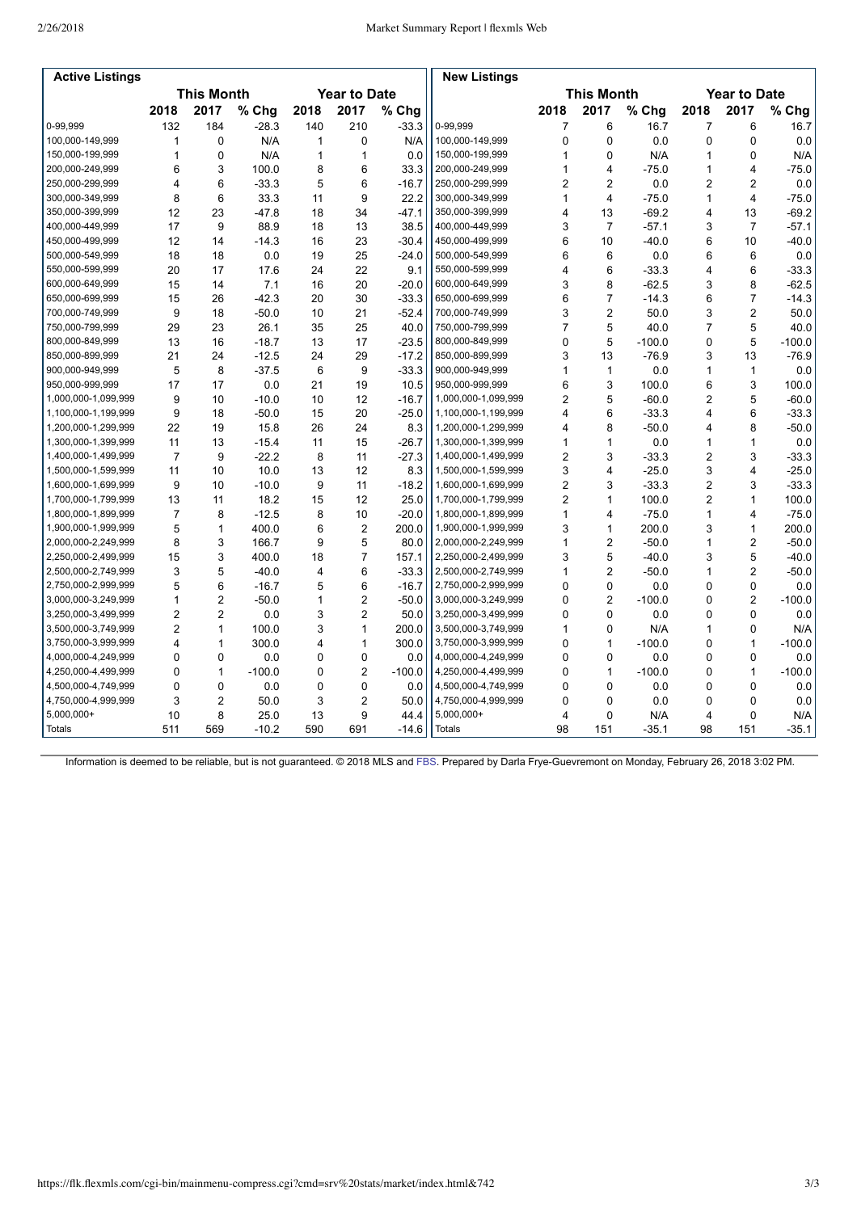## Active Listings

| | This Month | | | Year to Date | | |
|---|---|---|---|---|---|---|
| | 2018 | 2017 | % Chg | 2018 | 2017 | % Chg |
| 0-99,999 | 132 | 184 | -28.3 | 140 | 210 | -33.3 |
| 100,000-149,999 | 1 | 0 | N/A | 1 | 0 | N/A |
| 150,000-199,999 | 1 | 0 | N/A | 1 | 1 | 0.0 |
| 200,000-249,999 | 6 | 3 | 100.0 | 8 | 6 | 33.3 |
| 250,000-299,999 | 4 | 6 | -33.3 | 5 | 6 | -16.7 |
| 300,000-349,999 | 8 | 6 | 33.3 | 11 | 9 | 22.2 |
| 350,000-399,999 | 12 | 23 | -47.8 | 18 | 34 | -47.1 |
| 400,000-449,999 | 17 | 9 | 88.9 | 18 | 13 | 38.5 |
| 450,000-499,999 | 12 | 14 | -14.3 | 16 | 23 | -30.4 |
| 500,000-549,999 | 18 | 18 | 0.0 | 19 | 25 | -24.0 |
| 550,000-599,999 | 20 | 17 | 17.6 | 24 | 22 | 9.1 |
| 600,000-649,999 | 15 | 14 | 7.1 | 16 | 20 | -20.0 |
| 650,000-699,999 | 15 | 26 | -42.3 | 20 | 30 | -33.3 |
| 700,000-749,999 | 9 | 18 | -50.0 | 10 | 21 | -52.4 |
| 750,000-799,999 | 29 | 23 | 26.1 | 35 | 25 | 40.0 |
| 800,000-849,999 | 13 | 16 | -18.7 | 13 | 17 | -23.5 |
| 850,000-899,999 | 21 | 24 | -12.5 | 24 | 29 | -17.2 |
| 900,000-949,999 | 5 | 8 | -37.5 | 6 | 9 | -33.3 |
| 950,000-999,999 | 17 | 17 | 0.0 | 21 | 19 | 10.5 |
| 1,000,000-1,099,999 | 9 | 10 | -10.0 | 10 | 12 | -16.7 |
| 1,100,000-1,199,999 | 9 | 18 | -50.0 | 15 | 20 | -25.0 |
| 1,200,000-1,299,999 | 22 | 19 | 15.8 | 26 | 24 | 8.3 |
| 1,300,000-1,399,999 | 11 | 13 | -15.4 | 11 | 15 | -26.7 |
| 1,400,000-1,499,999 | 7 | 9 | -22.2 | 8 | 11 | -27.3 |
| 1,500,000-1,599,999 | 11 | 10 | 10.0 | 13 | 12 | 8.3 |
| 1,600,000-1,699,999 | 9 | 10 | -10.0 | 9 | 11 | -18.2 |
| 1,700,000-1,799,999 | 13 | 11 | 18.2 | 15 | 12 | 25.0 |
| 1,800,000-1,899,999 | 7 | 8 | -12.5 | 8 | 10 | -20.0 |
| 1,900,000-1,999,999 | 5 | 1 | 400.0 | 6 | 2 | 200.0 |
| 2,000,000-2,249,999 | 8 | 3 | 166.7 | 9 | 5 | 80.0 |
| 2,250,000-2,499,999 | 15 | 3 | 400.0 | 18 | 7 | 157.1 |
| 2,500,000-2,749,999 | 3 | 5 | -40.0 | 4 | 6 | -33.3 |
| 2,750,000-2,999,999 | 5 | 6 | -16.7 | 5 | 6 | -16.7 |
| 3,000,000-3,249,999 | 1 | 2 | -50.0 | 1 | 2 | -50.0 |
| 3,250,000-3,499,999 | 2 | 2 | 0.0 | 3 | 2 | 50.0 |
| 3,500,000-3,749,999 | 2 | 1 | 100.0 | 3 | 1 | 200.0 |
| 3,750,000-3,999,999 | 4 | 1 | 300.0 | 4 | 1 | 300.0 |
| 4,000,000-4,249,999 | 0 | 0 | 0.0 | 0 | 0 | 0.0 |
| 4,250,000-4,499,999 | 0 | 1 | -100.0 | 0 | 2 | -100.0 |
| 4,500,000-4,749,999 | 0 | 0 | 0.0 | 0 | 0 | 0.0 |
| 4,750,000-4,999,999 | 3 | 2 | 50.0 | 3 | 2 | 50.0 |
| 5,000,000+ | 10 | 8 | 25.0 | 13 | 9 | 44.4 |
| Totals | 511 | 569 | -10.2 | 590 | 691 | -14.6 |

## New Listings

| | This Month | | | Year to Date | | |
|---|---|---|---|---|---|---|
| | 2018 | 2017 | % Chg | 2018 | 2017 | % Chg |
| 0-99,999 | 7 | 6 | 16.7 | 7 | 6 | 16.7 |
| 100,000-149,999 | 0 | 0 | 0.0 | 0 | 0 | 0.0 |
| 150,000-199,999 | 1 | 0 | N/A | 1 | 0 | N/A |
| 200,000-249,999 | 1 | 4 | -75.0 | 1 | 4 | -75.0 |
| 250,000-299,999 | 2 | 2 | 0.0 | 2 | 2 | 0.0 |
| 300,000-349,999 | 1 | 4 | -75.0 | 1 | 4 | -75.0 |
| 350,000-399,999 | 4 | 13 | -69.2 | 4 | 13 | -69.2 |
| 400,000-449,999 | 3 | 7 | -57.1 | 3 | 7 | -57.1 |
| 450,000-499,999 | 6 | 10 | -40.0 | 6 | 10 | -40.0 |
| 500,000-549,999 | 6 | 6 | 0.0 | 6 | 6 | 0.0 |
| 550,000-599,999 | 4 | 6 | -33.3 | 4 | 6 | -33.3 |
| 600,000-649,999 | 3 | 8 | -62.5 | 3 | 8 | -62.5 |
| 650,000-699,999 | 6 | 7 | -14.3 | 6 | 7 | -14.3 |
| 700,000-749,999 | 3 | 2 | 50.0 | 3 | 2 | 50.0 |
| 750,000-799,999 | 7 | 5 | 40.0 | 7 | 5 | 40.0 |
| 800,000-849,999 | 0 | 5 | -100.0 | 0 | 5 | -100.0 |
| 850,000-899,999 | 3 | 13 | -76.9 | 3 | 13 | -76.9 |
| 900,000-949,999 | 1 | 1 | 0.0 | 1 | 1 | 0.0 |
| 950,000-999,999 | 6 | 3 | 100.0 | 6 | 3 | 100.0 |
| 1,000,000-1,099,999 | 2 | 5 | -60.0 | 2 | 5 | -60.0 |
| 1,100,000-1,199,999 | 4 | 6 | -33.3 | 4 | 6 | -33.3 |
| 1,200,000-1,299,999 | 4 | 8 | -50.0 | 4 | 8 | -50.0 |
| 1,300,000-1,399,999 | 1 | 1 | 0.0 | 1 | 1 | 0.0 |
| 1,400,000-1,499,999 | 2 | 3 | -33.3 | 2 | 3 | -33.3 |
| 1,500,000-1,599,999 | 3 | 4 | -25.0 | 3 | 4 | -25.0 |
| 1,600,000-1,699,999 | 2 | 3 | -33.3 | 2 | 3 | -33.3 |
| 1,700,000-1,799,999 | 2 | 1 | 100.0 | 2 | 1 | 100.0 |
| 1,800,000-1,899,999 | 1 | 4 | -75.0 | 1 | 4 | -75.0 |
| 1,900,000-1,999,999 | 3 | 1 | 200.0 | 3 | 1 | 200.0 |
| 2,000,000-2,249,999 | 1 | 2 | -50.0 | 1 | 2 | -50.0 |
| 2,250,000-2,499,999 | 3 | 5 | -40.0 | 3 | 5 | -40.0 |
| 2,500,000-2,749,999 | 1 | 2 | -50.0 | 1 | 2 | -50.0 |
| 2,750,000-2,999,999 | 0 | 0 | 0.0 | 0 | 0 | 0.0 |
| 3,000,000-3,249,999 | 0 | 2 | -100.0 | 0 | 2 | -100.0 |
| 3,250,000-3,499,999 | 0 | 0 | 0.0 | 0 | 0 | 0.0 |
| 3,500,000-3,749,999 | 1 | 0 | N/A | 1 | 0 | N/A |
| 3,750,000-3,999,999 | 0 | 1 | -100.0 | 0 | 1 | -100.0 |
| 4,000,000-4,249,999 | 0 | 0 | 0.0 | 0 | 0 | 0.0 |
| 4,250,000-4,499,999 | 0 | 1 | -100.0 | 0 | 1 | -100.0 |
| 4,500,000-4,749,999 | 0 | 0 | 0.0 | 0 | 0 | 0.0 |
| 4,750,000-4,999,999 | 0 | 0 | 0.0 | 0 | 0 | 0.0 |
| 5,000,000+ | 4 | 0 | N/A | 4 | 0 | N/A |
| Totals | 98 | 151 | -35.1 | 98 | 151 | -35.1 |

Information is deemed to be reliable, but is not guaranteed. © 2018 MLS and FBS. Prepared by Darla Frye-Guevremont on Monday, February 26, 2018 3:02 PM.